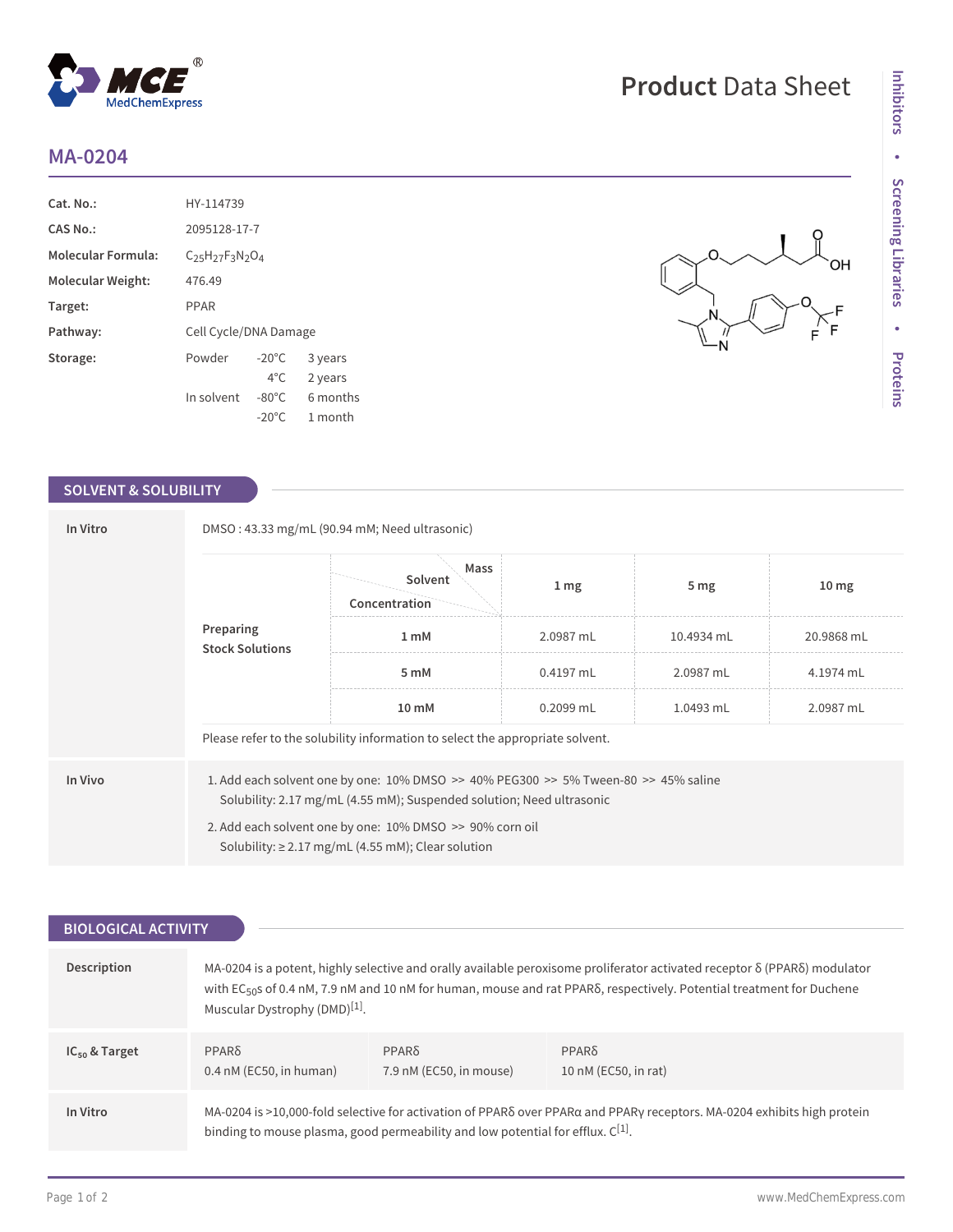# MA-0204

Product Data Sheet

| | | | |
|---|---|---|---|
| **Cat. No.:** | HY-114739 | | |
| **CAS No.:** | 2095128-17-7 | | |
| **Molecular Formula:** | $C_{25}H_{27}F_3N_2O_4$ | | |
| **Molecular Weight:** | 476.49 | | |
| **Target:** | PPAR | | |
| **Pathway:** | Cell Cycle/DNA Damage | | |
| **Storage:** | Powder | -20°C | 3 years |
| | | 4°C | 2 years |
| | In solvent | -80°C | 6 months |
| | | -20°C | 1 month |

## SOLVENT & SOLUBILITY

**In Vitro**

DMSO : 43.33 mg/mL (90.94 mM; Need ultrasonic)

**Preparing Stock Solutions**

| Solvent Concentration / Mass | 1 mg | 5 mg | 10 mg |
|---|---|---|---|
| 1 mM | 2.0987 mL | 10.4934 mL | 20.9868 mL |
| 5 mM | 0.4197 mL | 2.0987 mL | 4.1974 mL |
| 10 mM | 0.2099 mL | 1.0493 mL | 2.0987 mL |

Please refer to the solubility information to select the appropriate solvent.

**In Vivo**

1. Add each solvent one by one: 10% DMSO >> 40% PEG300 >> 5% Tween-80 >> 45% saline
   Solubility: 2.17 mg/mL (4.55 mM); Suspended solution; Need ultrasonic
2. Add each solvent one by one: 10% DMSO >> 90% corn oil
   Solubility: ≥ 2.17 mg/mL (4.55 mM); Clear solution

## BIOLOGICAL ACTIVITY

**Description**

MA-0204 is a potent, highly selective and orally available peroxisome proliferator activated receptor δ (PPARδ) modulator with $EC_{50}$s of 0.4 nM, 7.9 nM and 10 nM for human, mouse and rat PPARδ, respectively. Potential treatment for Duchene Muscular Dystrophy (DMD)[1].

**$IC_{50}$ & Target**

| PPARδ | PPARδ | PPARδ |
|---|---|---|
| 0.4 nM (EC50, in human) | 7.9 nM (EC50, in mouse) | 10 nM (EC50, in rat) |

**In Vitro**

MA-0204 is >10,000-fold selective for activation of PPARδ over PPARα and PPARγ receptors. MA-0204 exhibits high protein binding to mouse plasma, good permeability and low potential for efflux. C[1].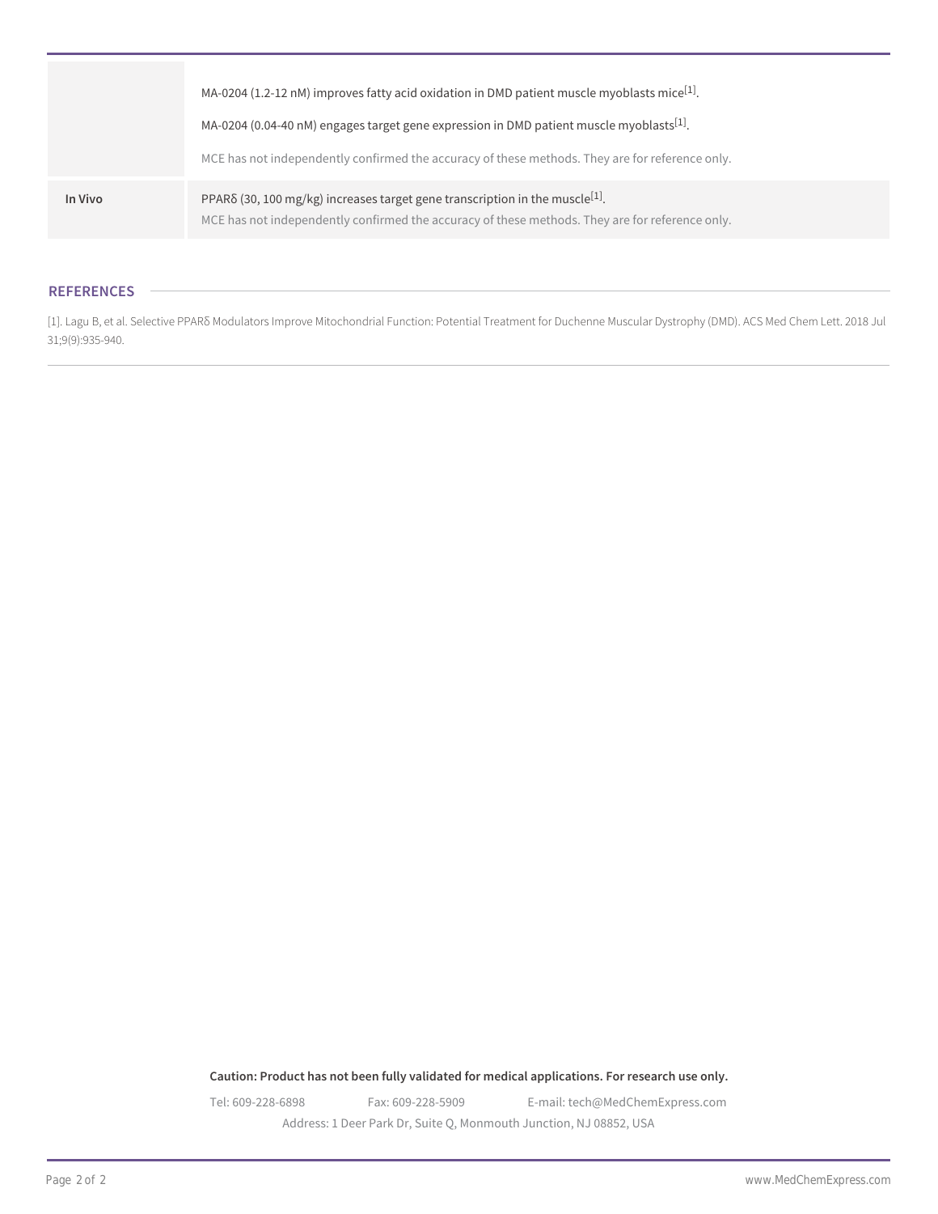| | |
|---|---|
| | MA-0204 (1.2-12 nM) improves fatty acid oxidation in DMD patient muscle myoblasts mice[1].<br><br>MA-0204 (0.04-40 nM) engages target gene expression in DMD patient muscle myoblasts[1].<br><br>MCE has not independently confirmed the accuracy of these methods. They are for reference only. |
| **In Vivo** | PPARδ (30, 100 mg/kg) increases target gene transcription in the muscle[1].<br>MCE has not independently confirmed the accuracy of these methods. They are for reference only. |

## REFERENCES

[1]. Lagu B, et al. Selective PPARδ Modulators Improve Mitochondrial Function: Potential Treatment for Duchenne Muscular Dystrophy (DMD). ACS Med Chem Lett. 2018 Jul 31;9(9):935-940.

**Caution: Product has not been fully validated for medical applications. For research use only.**

Tel: 609-228-6898 Fax: 609-228-5909 E-mail: tech@MedChemExpress.com

Address: 1 Deer Park Dr, Suite Q, Monmouth Junction, NJ 08852, USA